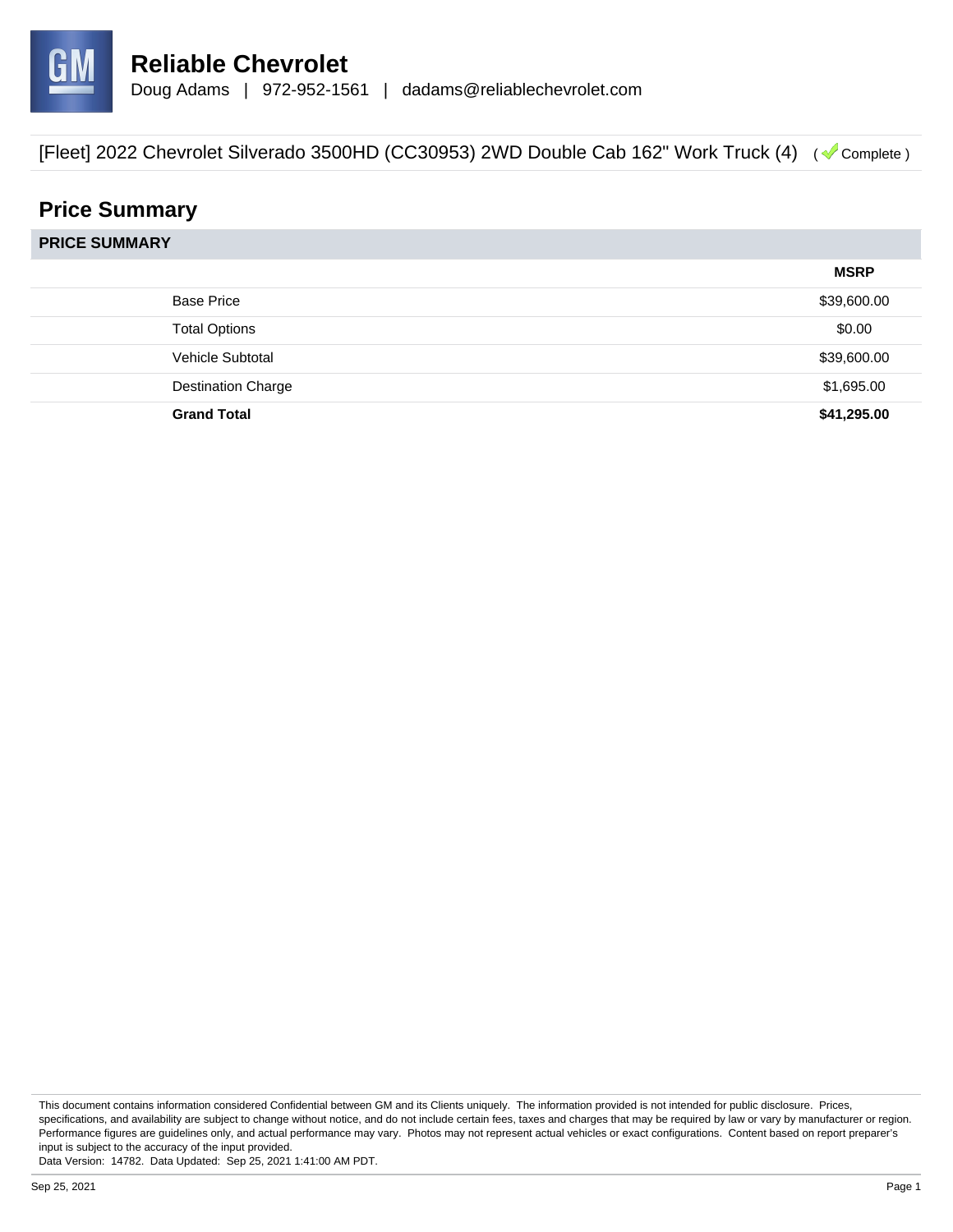# Reliable Chevrolet

Doug Adams | 972-952-1561 | dadams@reliablechevrolet.com

[Fleet] 2022 Chevrolet Silverado 3500HD (CC30953) 2WD Double Cab 162" Work Truck (4) ( Complete )

## Price Summary

### PRICE SUMMARY

| | MSRP |
|---|---|
| Base Price | $39,600.00 |
| Total Options | $0.00 |
| Vehicle Subtotal | $39,600.00 |
| Destination Charge | $1,695.00 |
| **Grand Total** | **$41,295.00** |

This document contains information considered Confidential between GM and its Clients uniquely. The information provided is not intended for public disclosure. Prices, specifications, and availability are subject to change without notice, and do not include certain fees, taxes and charges that may be required by law or vary by manufacturer or region. Performance figures are guidelines only, and actual performance may vary. Photos may not represent actual vehicles or exact configurations. Content based on report preparer's input is subject to the accuracy of the input provided.
Data Version: 14782. Data Updated: Sep 25, 2021 1:41:00 AM PDT.

Sep 25, 2021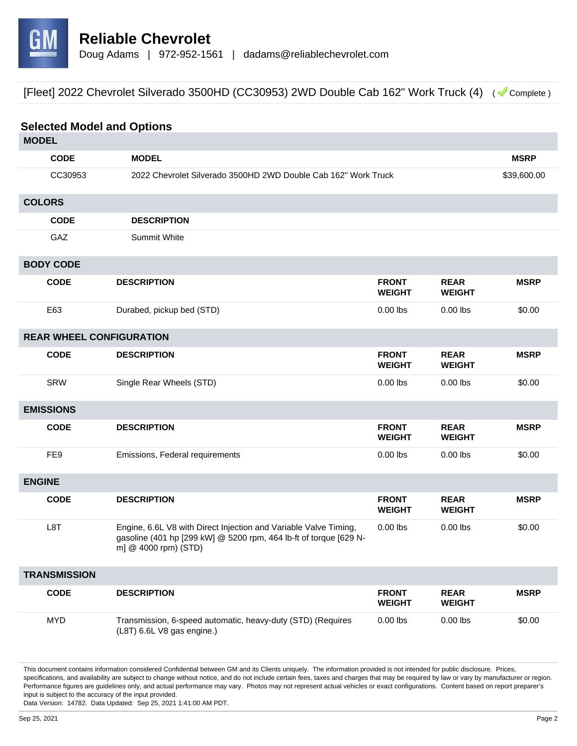# Reliable Chevrolet

Doug Adams | 972-952-1561 | dadams@reliablechevrolet.com

[Fleet] 2022 Chevrolet Silverado 3500HD (CC30953) 2WD Double Cab 162" Work Truck (4) ( Complete )

## Selected Model and Options

### MODEL

| CODE | MODEL | MSRP |
|---|---|---|
| CC30953 | 2022 Chevrolet Silverado 3500HD 2WD Double Cab 162" Work Truck | $39,600.00 |

### COLORS

| CODE | DESCRIPTION |
|---|---|
| GAZ | Summit White |

### BODY CODE

| CODE | DESCRIPTION | FRONT WEIGHT | REAR WEIGHT | MSRP |
|---|---|---|---|---|
| E63 | Durabed, pickup bed (STD) | 0.00 lbs | 0.00 lbs | $0.00 |

### REAR WHEEL CONFIGURATION

| CODE | DESCRIPTION | FRONT WEIGHT | REAR WEIGHT | MSRP |
|---|---|---|---|---|
| SRW | Single Rear Wheels (STD) | 0.00 lbs | 0.00 lbs | $0.00 |

### EMISSIONS

| CODE | DESCRIPTION | FRONT WEIGHT | REAR WEIGHT | MSRP |
|---|---|---|---|---|
| FE9 | Emissions, Federal requirements | 0.00 lbs | 0.00 lbs | $0.00 |

### ENGINE

| CODE | DESCRIPTION | FRONT WEIGHT | REAR WEIGHT | MSRP |
|---|---|---|---|---|
| L8T | Engine, 6.6L V8 with Direct Injection and Variable Valve Timing, gasoline (401 hp [299 kW] @ 5200 rpm, 464 lb-ft of torque [629 N-m] @ 4000 rpm) (STD) | 0.00 lbs | 0.00 lbs | $0.00 |

### TRANSMISSION

| CODE | DESCRIPTION | FRONT WEIGHT | REAR WEIGHT | MSRP |
|---|---|---|---|---|
| MYD | Transmission, 6-speed automatic, heavy-duty (STD) (Requires (L8T) 6.6L V8 gas engine.) | 0.00 lbs | 0.00 lbs | $0.00 |

This document contains information considered Confidential between GM and its Clients uniquely. The information provided is not intended for public disclosure. Prices, specifications, and availability are subject to change without notice, and do not include certain fees, taxes and charges that may be required by law or vary by manufacturer or region. Performance figures are guidelines only, and actual performance may vary. Photos may not represent actual vehicles or exact configurations. Content based on report preparer's input is subject to the accuracy of the input provided.
Data Version: 14782. Data Updated: Sep 25, 2021 1:41:00 AM PDT.

Sep 25, 2021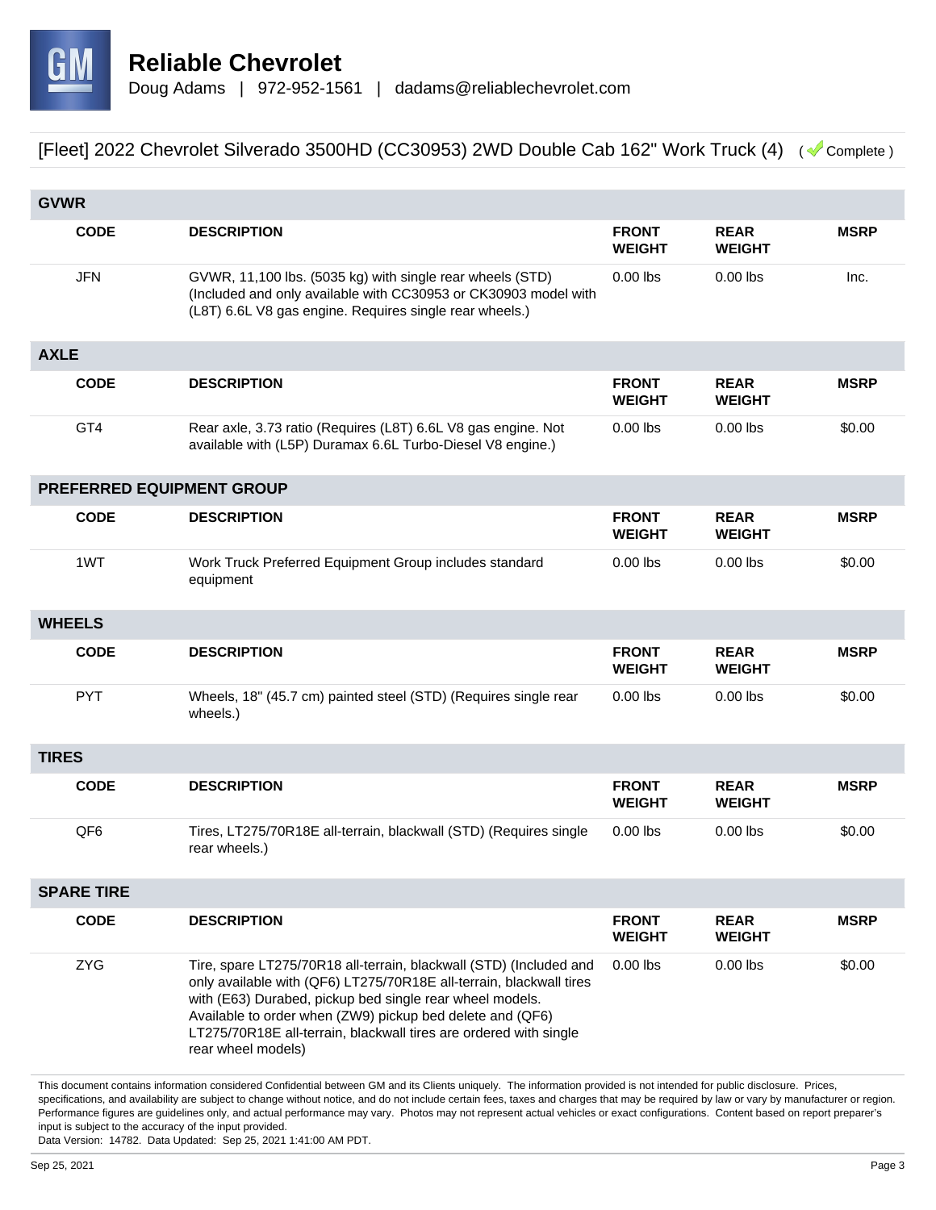# Reliable Chevrolet

Doug Adams | 972-952-1561 | dadams@reliablechevrolet.com

## [Fleet] 2022 Chevrolet Silverado 3500HD (CC30953) 2WD Double Cab 162" Work Truck (4) ( Complete )

### GVWR

| CODE | DESCRIPTION | FRONT WEIGHT | REAR WEIGHT | MSRP |
|---|---|---|---|---|
| JFN | GVWR, 11,100 lbs. (5035 kg) with single rear wheels (STD) (Included and only available with CC30953 or CK30903 model with (L8T) 6.6L V8 gas engine. Requires single rear wheels.) | 0.00 lbs | 0.00 lbs | Inc. |

### AXLE

| CODE | DESCRIPTION | FRONT WEIGHT | REAR WEIGHT | MSRP |
|---|---|---|---|---|
| GT4 | Rear axle, 3.73 ratio (Requires (L8T) 6.6L V8 gas engine. Not available with (L5P) Duramax 6.6L Turbo-Diesel V8 engine.) | 0.00 lbs | 0.00 lbs | $0.00 |

### PREFERRED EQUIPMENT GROUP

| CODE | DESCRIPTION | FRONT WEIGHT | REAR WEIGHT | MSRP |
|---|---|---|---|---|
| 1WT | Work Truck Preferred Equipment Group includes standard equipment | 0.00 lbs | 0.00 lbs | $0.00 |

### WHEELS

| CODE | DESCRIPTION | FRONT WEIGHT | REAR WEIGHT | MSRP |
|---|---|---|---|---|
| PYT | Wheels, 18" (45.7 cm) painted steel (STD) (Requires single rear wheels.) | 0.00 lbs | 0.00 lbs | $0.00 |

### TIRES

| CODE | DESCRIPTION | FRONT WEIGHT | REAR WEIGHT | MSRP |
|---|---|---|---|---|
| QF6 | Tires, LT275/70R18E all-terrain, blackwall (STD) (Requires single rear wheels.) | 0.00 lbs | 0.00 lbs | $0.00 |

### SPARE TIRE

| CODE | DESCRIPTION | FRONT WEIGHT | REAR WEIGHT | MSRP |
|---|---|---|---|---|
| ZYG | Tire, spare LT275/70R18 all-terrain, blackwall (STD) (Included and only available with (QF6) LT275/70R18E all-terrain, blackwall tires with (E63) Durabed, pickup bed single rear wheel models. Available to order when (ZW9) pickup bed delete and (QF6) LT275/70R18E all-terrain, blackwall tires are ordered with single rear wheel models) | 0.00 lbs | 0.00 lbs | $0.00 |

This document contains information considered Confidential between GM and its Clients uniquely. The information provided is not intended for public disclosure. Prices, specifications, and availability are subject to change without notice, and do not include certain fees, taxes and charges that may be required by law or vary by manufacturer or region. Performance figures are guidelines only, and actual performance may vary. Photos may not represent actual vehicles or exact configurations. Content based on report preparer's input is subject to the accuracy of the input provided.
Data Version: 14782. Data Updated: Sep 25, 2021 1:41:00 AM PDT.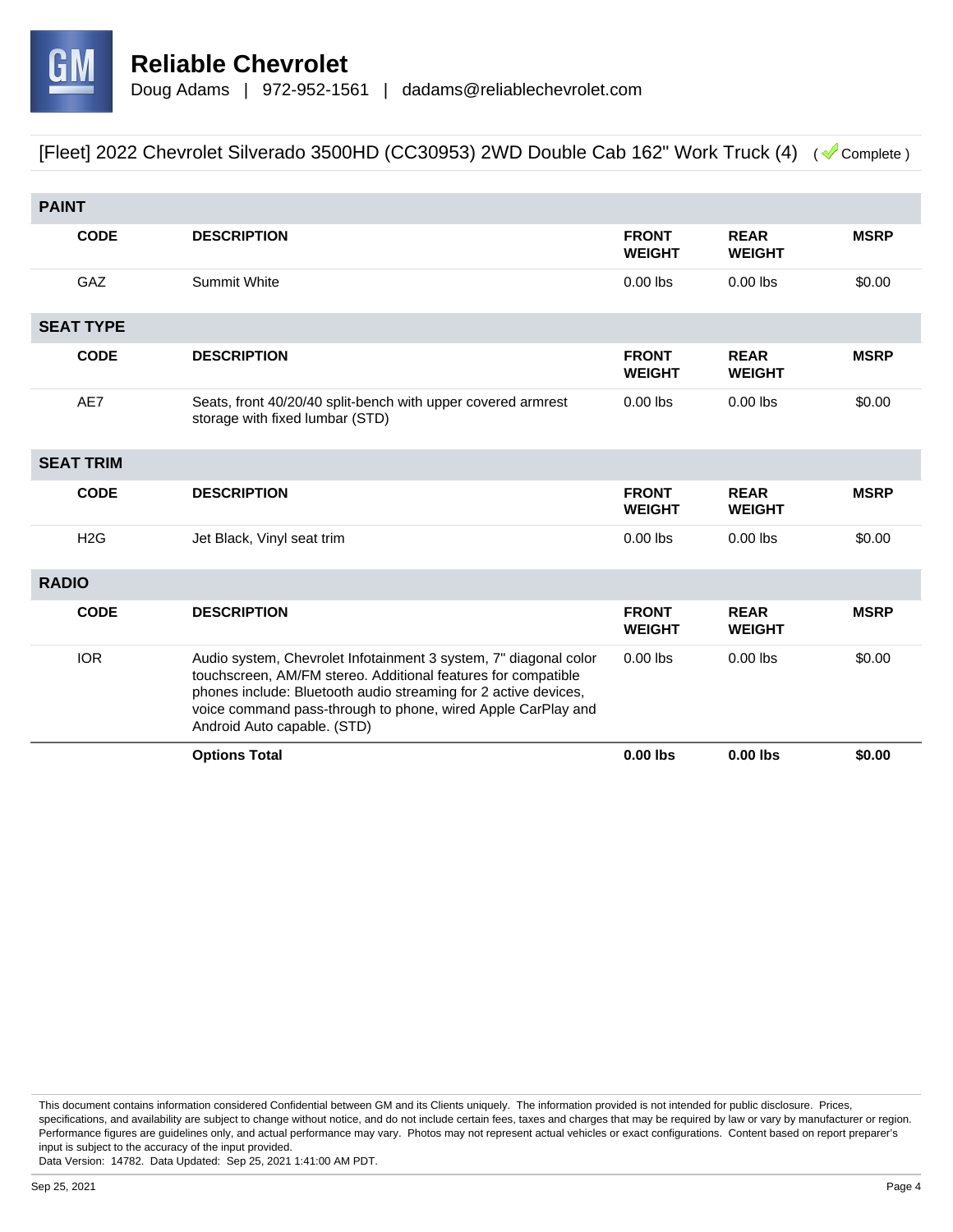# Reliable Chevrolet

Doug Adams | 972-952-1561 | dadams@reliablechevrolet.com

## [Fleet] 2022 Chevrolet Silverado 3500HD (CC30953) 2WD Double Cab 162" Work Truck (4) ( Complete )

### PAINT

| CODE | DESCRIPTION | FRONT WEIGHT | REAR WEIGHT | MSRP |
|---|---|---|---|---|
| GAZ | Summit White | 0.00 lbs | 0.00 lbs | $0.00 |

### SEAT TYPE

| CODE | DESCRIPTION | FRONT WEIGHT | REAR WEIGHT | MSRP |
|---|---|---|---|---|
| AE7 | Seats, front 40/20/40 split-bench with upper covered armrest storage with fixed lumbar (STD) | 0.00 lbs | 0.00 lbs | $0.00 |

### SEAT TRIM

| CODE | DESCRIPTION | FRONT WEIGHT | REAR WEIGHT | MSRP |
|---|---|---|---|---|
| H2G | Jet Black, Vinyl seat trim | 0.00 lbs | 0.00 lbs | $0.00 |

### RADIO

| CODE | DESCRIPTION | FRONT WEIGHT | REAR WEIGHT | MSRP |
|---|---|---|---|---|
| IOR | Audio system, Chevrolet Infotainment 3 system, 7" diagonal color touchscreen, AM/FM stereo. Additional features for compatible phones include: Bluetooth audio streaming for 2 active devices, voice command pass-through to phone, wired Apple CarPlay and Android Auto capable. (STD) | 0.00 lbs | 0.00 lbs | $0.00 |
| | **Options Total** | **0.00 lbs** | **0.00 lbs** | **$0.00** |

This document contains information considered Confidential between GM and its Clients uniquely. The information provided is not intended for public disclosure. Prices, specifications, and availability are subject to change without notice, and do not include certain fees, taxes and charges that may be required by law or vary by manufacturer or region. Performance figures are guidelines only, and actual performance may vary. Photos may not represent actual vehicles or exact configurations. Content based on report preparer's input is subject to the accuracy of the input provided.
Data Version: 14782. Data Updated: Sep 25, 2021 1:41:00 AM PDT.

Sep 25, 2021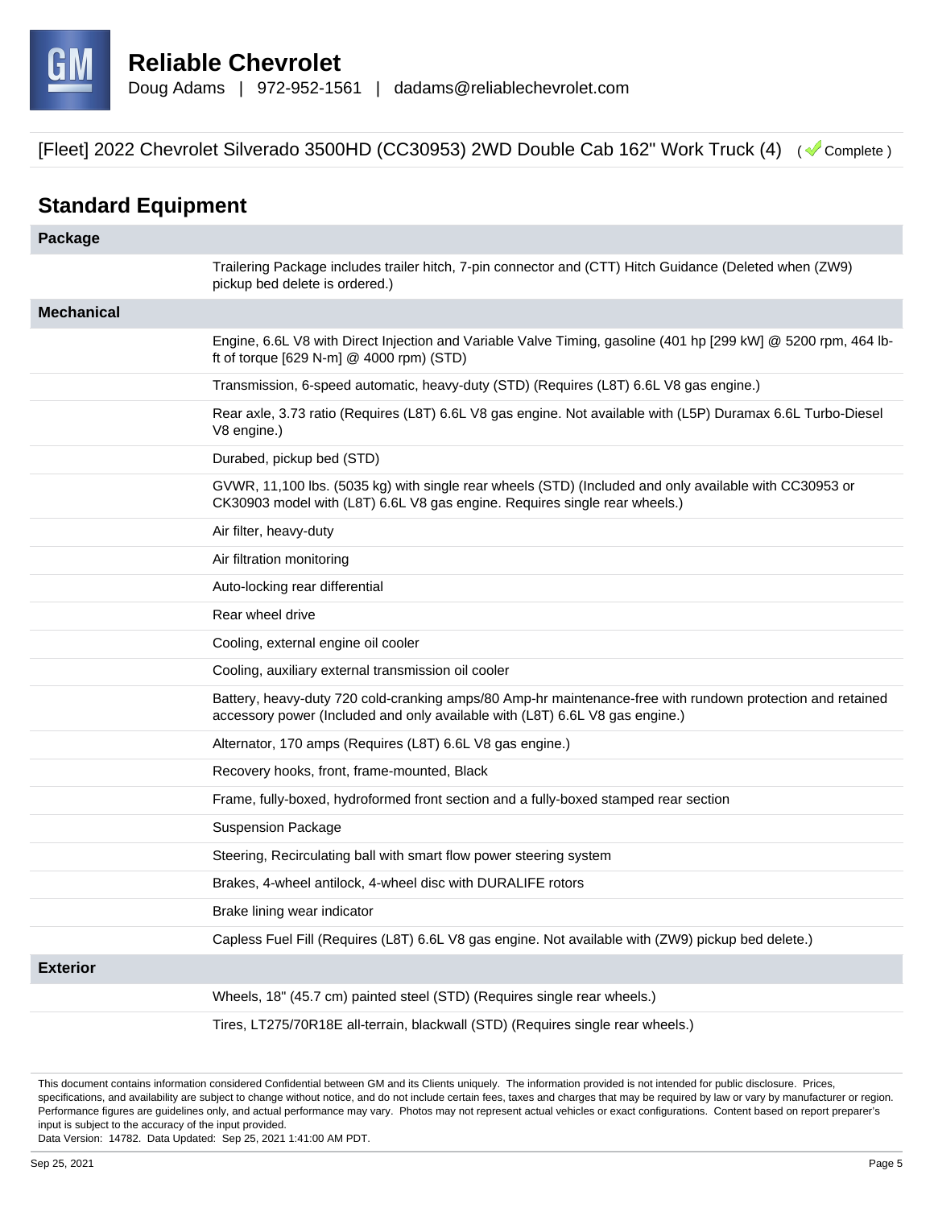# Reliable Chevrolet

Doug Adams | 972-952-1561 | dadams@reliablechevrolet.com

[Fleet] 2022 Chevrolet Silverado 3500HD (CC30953) 2WD Double Cab 162" Work Truck (4) ( Complete )

## Standard Equipment

### Package

- Trailering Package includes trailer hitch, 7-pin connector and (CTT) Hitch Guidance (Deleted when (ZW9) pickup bed delete is ordered.)

### Mechanical

- Engine, 6.6L V8 with Direct Injection and Variable Valve Timing, gasoline (401 hp [299 kW] @ 5200 rpm, 464 lb-ft of torque [629 N-m] @ 4000 rpm) (STD)
- Transmission, 6-speed automatic, heavy-duty (STD) (Requires (L8T) 6.6L V8 gas engine.)
- Rear axle, 3.73 ratio (Requires (L8T) 6.6L V8 gas engine. Not available with (L5P) Duramax 6.6L Turbo-Diesel V8 engine.)
- Durabed, pickup bed (STD)
- GVWR, 11,100 lbs. (5035 kg) with single rear wheels (STD) (Included and only available with CC30953 or CK30903 model with (L8T) 6.6L V8 gas engine. Requires single rear wheels.)
- Air filter, heavy-duty
- Air filtration monitoring
- Auto-locking rear differential
- Rear wheel drive
- Cooling, external engine oil cooler
- Cooling, auxiliary external transmission oil cooler
- Battery, heavy-duty 720 cold-cranking amps/80 Amp-hr maintenance-free with rundown protection and retained accessory power (Included and only available with (L8T) 6.6L V8 gas engine.)
- Alternator, 170 amps (Requires (L8T) 6.6L V8 gas engine.)
- Recovery hooks, front, frame-mounted, Black
- Frame, fully-boxed, hydroformed front section and a fully-boxed stamped rear section
- Suspension Package
- Steering, Recirculating ball with smart flow power steering system
- Brakes, 4-wheel antilock, 4-wheel disc with DURALIFE rotors
- Brake lining wear indicator
- Capless Fuel Fill (Requires (L8T) 6.6L V8 gas engine. Not available with (ZW9) pickup bed delete.)

### Exterior

- Wheels, 18" (45.7 cm) painted steel (STD) (Requires single rear wheels.)
- Tires, LT275/70R18E all-terrain, blackwall (STD) (Requires single rear wheels.)

This document contains information considered Confidential between GM and its Clients uniquely. The information provided is not intended for public disclosure. Prices, specifications, and availability are subject to change without notice, and do not include certain fees, taxes and charges that may be required by law or vary by manufacturer or region. Performance figures are guidelines only, and actual performance may vary. Photos may not represent actual vehicles or exact configurations. Content based on report preparer's input is subject to the accuracy of the input provided.
Data Version: 14782. Data Updated: Sep 25, 2021 1:41:00 AM PDT.

Sep 25, 2021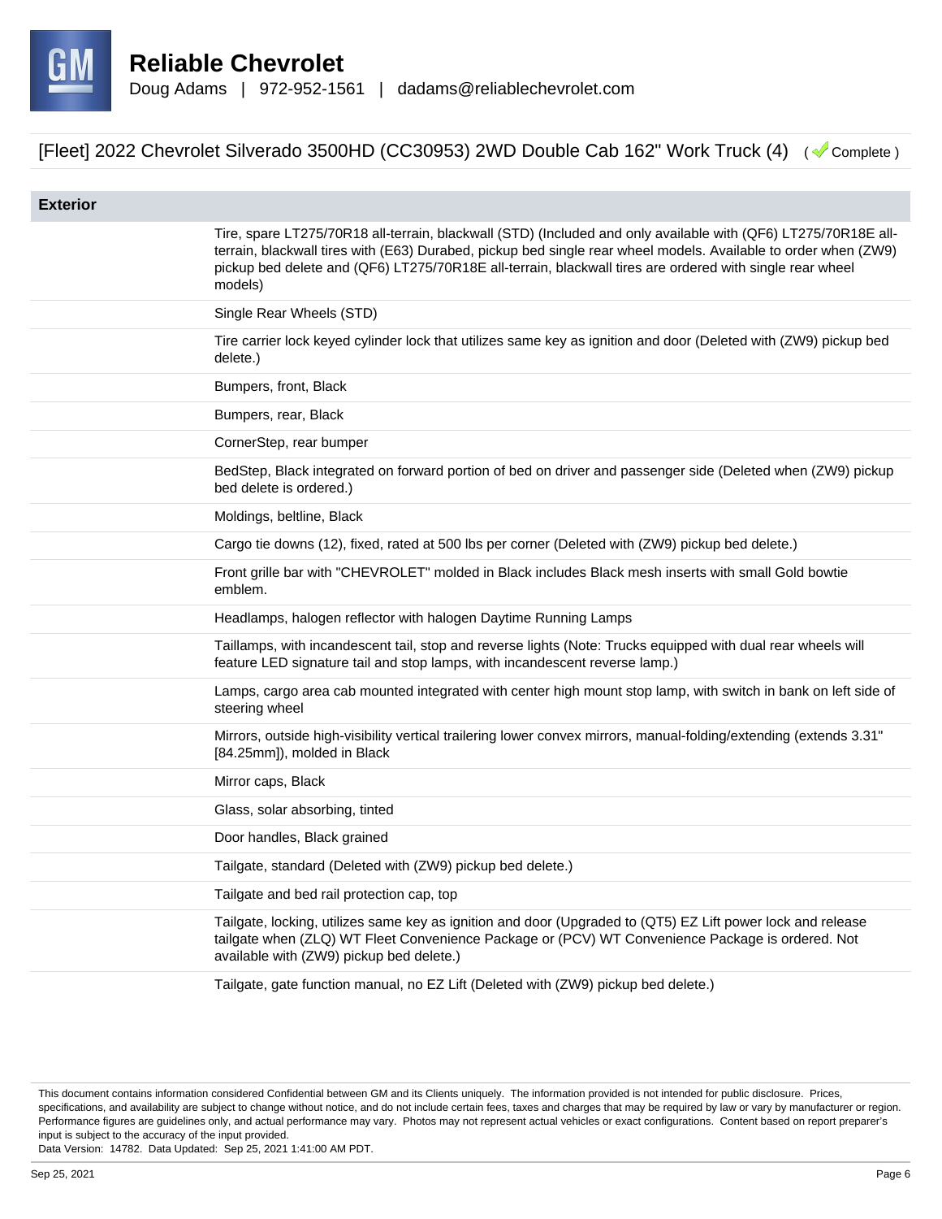[Fleet] 2022 Chevrolet Silverado 3500HD (CC30953) 2WD Double Cab 162" Work Truck (4) ( Complete )

## Exterior

| | |
|---|---|
| | Tire, spare LT275/70R18 all-terrain, blackwall (STD) (Included and only available with (QF6) LT275/70R18E all-terrain, blackwall tires with (E63) Durabed, pickup bed single rear wheel models. Available to order when (ZW9) pickup bed delete and (QF6) LT275/70R18E all-terrain, blackwall tires are ordered with single rear wheel models) |
| | Single Rear Wheels (STD) |
| | Tire carrier lock keyed cylinder lock that utilizes same key as ignition and door (Deleted with (ZW9) pickup bed delete.) |
| | Bumpers, front, Black |
| | Bumpers, rear, Black |
| | CornerStep, rear bumper |
| | BedStep, Black integrated on forward portion of bed on driver and passenger side (Deleted when (ZW9) pickup bed delete is ordered.) |
| | Moldings, beltline, Black |
| | Cargo tie downs (12), fixed, rated at 500 lbs per corner (Deleted with (ZW9) pickup bed delete.) |
| | Front grille bar with "CHEVROLET" molded in Black includes Black mesh inserts with small Gold bowtie emblem. |
| | Headlamps, halogen reflector with halogen Daytime Running Lamps |
| | Taillamps, with incandescent tail, stop and reverse lights (Note: Trucks equipped with dual rear wheels will feature LED signature tail and stop lamps, with incandescent reverse lamp.) |
| | Lamps, cargo area cab mounted integrated with center high mount stop lamp, with switch in bank on left side of steering wheel |
| | Mirrors, outside high-visibility vertical trailering lower convex mirrors, manual-folding/extending (extends 3.31" [84.25mm]), molded in Black |
| | Mirror caps, Black |
| | Glass, solar absorbing, tinted |
| | Door handles, Black grained |
| | Tailgate, standard (Deleted with (ZW9) pickup bed delete.) |
| | Tailgate and bed rail protection cap, top |
| | Tailgate, locking, utilizes same key as ignition and door (Upgraded to (QT5) EZ Lift power lock and release tailgate when (ZLQ) WT Fleet Convenience Package or (PCV) WT Convenience Package is ordered. Not available with (ZW9) pickup bed delete.) |
| | Tailgate, gate function manual, no EZ Lift (Deleted with (ZW9) pickup bed delete.) |

This document contains information considered Confidential between GM and its Clients uniquely. The information provided is not intended for public disclosure. Prices, specifications, and availability are subject to change without notice, and do not include certain fees, taxes and charges that may be required by law or vary by manufacturer or region. Performance figures are guidelines only, and actual performance may vary. Photos may not represent actual vehicles or exact configurations. Content based on report preparer's input is subject to the accuracy of the input provided.
Data Version: 14782. Data Updated: Sep 25, 2021 1:41:00 AM PDT.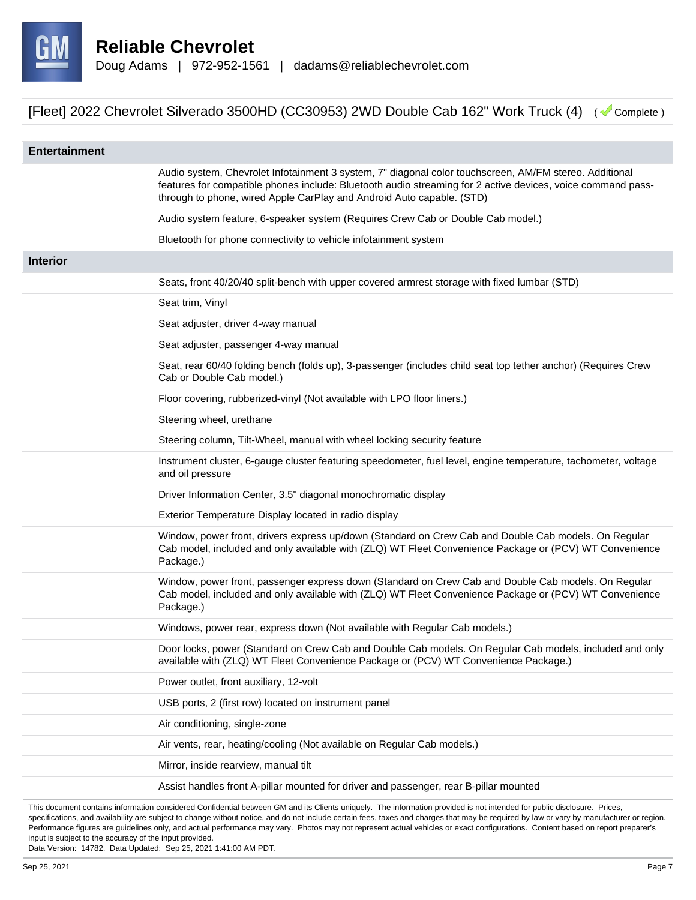# Reliable Chevrolet

Doug Adams | 972-952-1561 | dadams@reliablechevrolet.com

## [Fleet] 2022 Chevrolet Silverado 3500HD (CC30953) 2WD Double Cab 162" Work Truck (4) ( Complete )

| Entertainment | |
|---|---|
| | Audio system, Chevrolet Infotainment 3 system, 7" diagonal color touchscreen, AM/FM stereo. Additional features for compatible phones include: Bluetooth audio streaming for 2 active devices, voice command pass-through to phone, wired Apple CarPlay and Android Auto capable. (STD) |
| | Audio system feature, 6-speaker system (Requires Crew Cab or Double Cab model.) |
| | Bluetooth for phone connectivity to vehicle infotainment system |
| **Interior** | |
| | Seats, front 40/20/40 split-bench with upper covered armrest storage with fixed lumbar (STD) |
| | Seat trim, Vinyl |
| | Seat adjuster, driver 4-way manual |
| | Seat adjuster, passenger 4-way manual |
| | Seat, rear 60/40 folding bench (folds up), 3-passenger (includes child seat top tether anchor) (Requires Crew Cab or Double Cab model.) |
| | Floor covering, rubberized-vinyl (Not available with LPO floor liners.) |
| | Steering wheel, urethane |
| | Steering column, Tilt-Wheel, manual with wheel locking security feature |
| | Instrument cluster, 6-gauge cluster featuring speedometer, fuel level, engine temperature, tachometer, voltage and oil pressure |
| | Driver Information Center, 3.5" diagonal monochromatic display |
| | Exterior Temperature Display located in radio display |
| | Window, power front, drivers express up/down (Standard on Crew Cab and Double Cab models. On Regular Cab model, included and only available with (ZLQ) WT Fleet Convenience Package or (PCV) WT Convenience Package.) |
| | Window, power front, passenger express down (Standard on Crew Cab and Double Cab models. On Regular Cab model, included and only available with (ZLQ) WT Fleet Convenience Package or (PCV) WT Convenience Package.) |
| | Windows, power rear, express down (Not available with Regular Cab models.) |
| | Door locks, power (Standard on Crew Cab and Double Cab models. On Regular Cab models, included and only available with (ZLQ) WT Fleet Convenience Package or (PCV) WT Convenience Package.) |
| | Power outlet, front auxiliary, 12-volt |
| | USB ports, 2 (first row) located on instrument panel |
| | Air conditioning, single-zone |
| | Air vents, rear, heating/cooling (Not available on Regular Cab models.) |
| | Mirror, inside rearview, manual tilt |
| | Assist handles front A-pillar mounted for driver and passenger, rear B-pillar mounted |

This document contains information considered Confidential between GM and its Clients uniquely. The information provided is not intended for public disclosure. Prices, specifications, and availability are subject to change without notice, and do not include certain fees, taxes and charges that may be required by law or vary by manufacturer or region. Performance figures are guidelines only, and actual performance may vary. Photos may not represent actual vehicles or exact configurations. Content based on report preparer's input is subject to the accuracy of the input provided.
Data Version: 14782. Data Updated: Sep 25, 2021 1:41:00 AM PDT.

Sep 25, 2021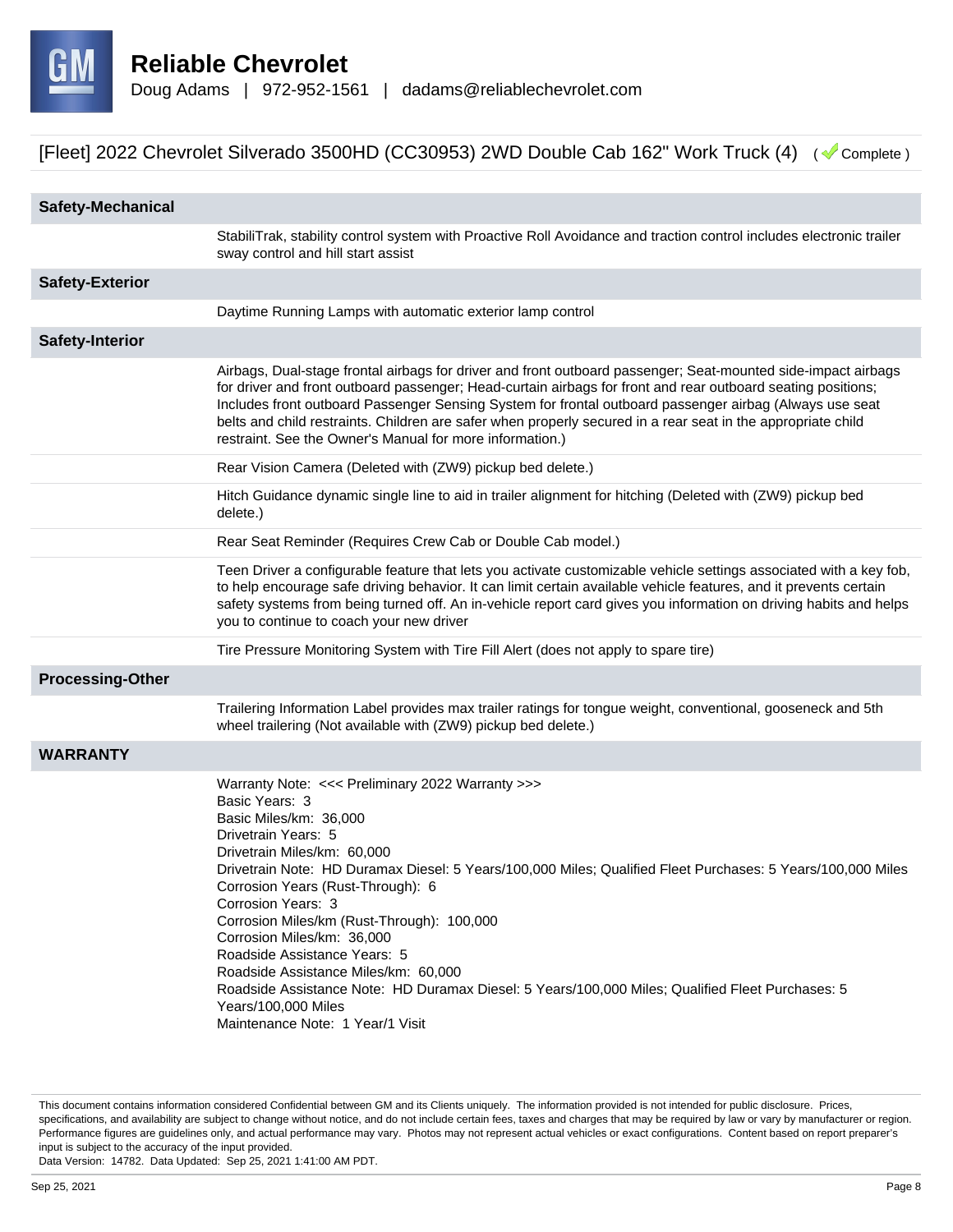# Reliable Chevrolet

Doug Adams | 972-952-1561 | dadams@reliablechevrolet.com

## [Fleet] 2022 Chevrolet Silverado 3500HD (CC30953) 2WD Double Cab 162" Work Truck (4) ( Complete )

| | |
|---|---|
| **Safety-Mechanical** | |
| | StabiliTrak, stability control system with Proactive Roll Avoidance and traction control includes electronic trailer sway control and hill start assist |
| **Safety-Exterior** | |
| | Daytime Running Lamps with automatic exterior lamp control |
| **Safety-Interior** | |
| | Airbags, Dual-stage frontal airbags for driver and front outboard passenger; Seat-mounted side-impact airbags for driver and front outboard passenger; Head-curtain airbags for front and rear outboard seating positions; Includes front outboard Passenger Sensing System for frontal outboard passenger airbag (Always use seat belts and child restraints. Children are safer when properly secured in a rear seat in the appropriate child restraint. See the Owner's Manual for more information.) |
| | Rear Vision Camera (Deleted with (ZW9) pickup bed delete.) |
| | Hitch Guidance dynamic single line to aid in trailer alignment for hitching (Deleted with (ZW9) pickup bed delete.) |
| | Rear Seat Reminder (Requires Crew Cab or Double Cab model.) |
| | Teen Driver a configurable feature that lets you activate customizable vehicle settings associated with a key fob, to help encourage safe driving behavior. It can limit certain available vehicle features, and it prevents certain safety systems from being turned off. An in-vehicle report card gives you information on driving habits and helps you to continue to coach your new driver |
| | Tire Pressure Monitoring System with Tire Fill Alert (does not apply to spare tire) |
| **Processing-Other** | |
| | Trailering Information Label provides max trailer ratings for tongue weight, conventional, gooseneck and 5th wheel trailering (Not available with (ZW9) pickup bed delete.) |
| **WARRANTY** | |
| | Warranty Note: <<< Preliminary 2022 Warranty >>><br>Basic Years: 3<br>Basic Miles/km: 36,000<br>Drivetrain Years: 5<br>Drivetrain Miles/km: 60,000<br>Drivetrain Note: HD Duramax Diesel: 5 Years/100,000 Miles; Qualified Fleet Purchases: 5 Years/100,000 Miles<br>Corrosion Years (Rust-Through): 6<br>Corrosion Years: 3<br>Corrosion Miles/km (Rust-Through): 100,000<br>Corrosion Miles/km: 36,000<br>Roadside Assistance Years: 5<br>Roadside Assistance Miles/km: 60,000<br>Roadside Assistance Note: HD Duramax Diesel: 5 Years/100,000 Miles; Qualified Fleet Purchases: 5 Years/100,000 Miles<br>Maintenance Note: 1 Year/1 Visit |

This document contains information considered Confidential between GM and its Clients uniquely. The information provided is not intended for public disclosure. Prices, specifications, and availability are subject to change without notice, and do not include certain fees, taxes and charges that may be required by law or vary by manufacturer or region. Performance figures are guidelines only, and actual performance may vary. Photos may not represent actual vehicles or exact configurations. Content based on report preparer's input is subject to the accuracy of the input provided.
Data Version: 14782. Data Updated: Sep 25, 2021 1:41:00 AM PDT.

Sep 25, 2021